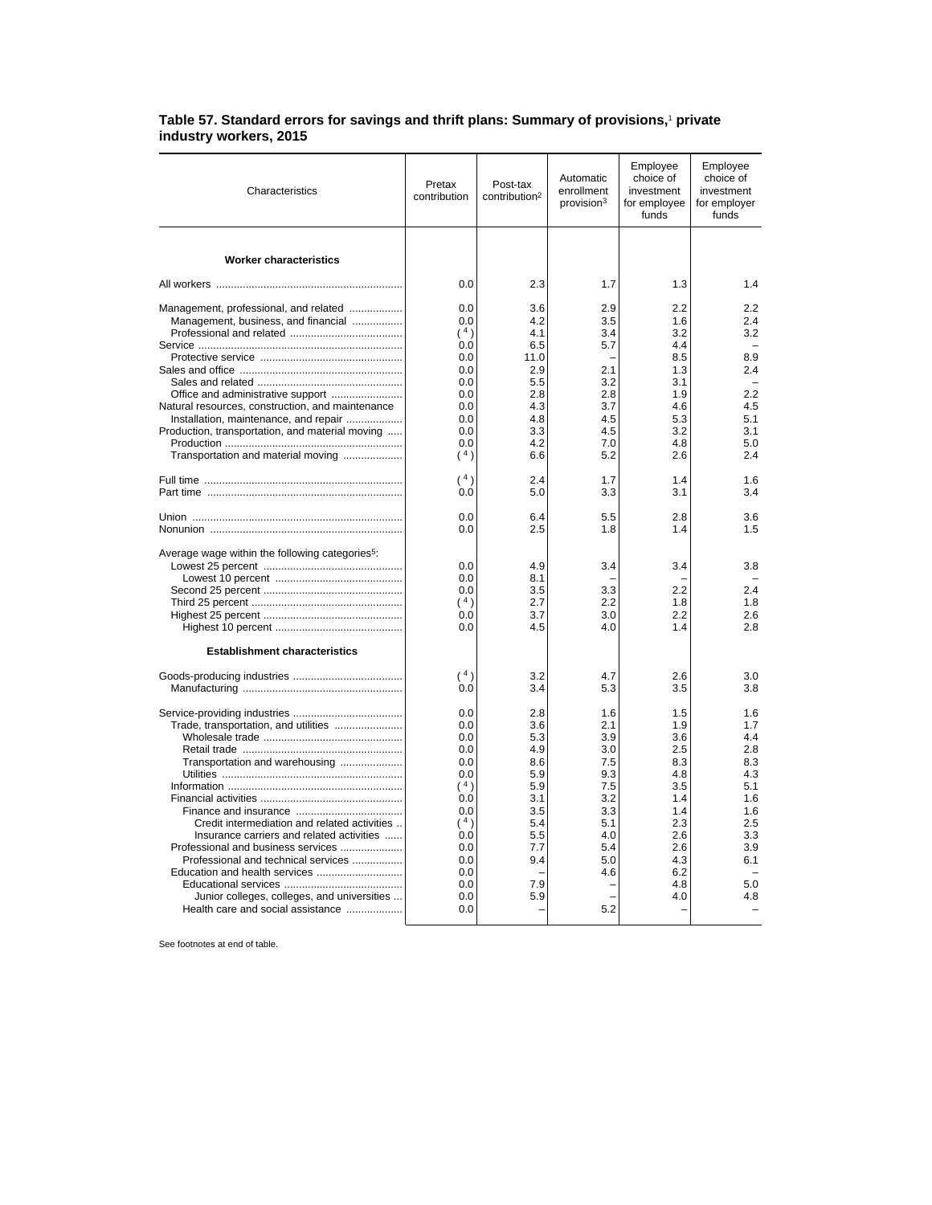**Table 57. Standard errors for savings and thrift plans: Summary of provisions,[1] private industry workers, 2015**

| Characteristics | Pretax contribution | Post-tax contribution[2] | Automatic enrollment provision[3] | Employee choice of investment for employee funds | Employee choice of investment for employer funds |
|---|---|---|---|---|---|
| **Worker characteristics** | | | | | |
| All workers | 0.0 | 2.3 | 1.7 | 1.3 | 1.4 |
| Management, professional, and related | 0.0 | 3.6 | 2.9 | 2.2 | 2.2 |
| Management, business, and financial | 0.0 | 4.2 | 3.5 | 1.6 | 2.4 |
| Professional and related | ( [4] ) | 4.1 | 3.4 | 3.2 | 3.2 |
| Service | 0.0 | 6.5 | 5.7 | 4.4 | – |
| Protective service | 0.0 | 11.0 | – | 8.5 | 8.9 |
| Sales and office | 0.0 | 2.9 | 2.1 | 1.3 | 2.4 |
| Sales and related | 0.0 | 5.5 | 3.2 | 3.1 | – |
| Office and administrative support | 0.0 | 2.8 | 2.8 | 1.9 | 2.2 |
| Natural resources, construction, and maintenance | 0.0 | 4.3 | 3.7 | 4.6 | 4.5 |
| Installation, maintenance, and repair | 0.0 | 4.8 | 4.5 | 5.3 | 5.1 |
| Production, transportation, and material moving | 0.0 | 3.3 | 4.5 | 3.2 | 3.1 |
| Production | 0.0 | 4.2 | 7.0 | 4.8 | 5.0 |
| Transportation and material moving | ( [4] ) | 6.6 | 5.2 | 2.6 | 2.4 |
| Full time | ( [4] ) | 2.4 | 1.7 | 1.4 | 1.6 |
| Part time | 0.0 | 5.0 | 3.3 | 3.1 | 3.4 |
| Union | 0.0 | 6.4 | 5.5 | 2.8 | 3.6 |
| Nonunion | 0.0 | 2.5 | 1.8 | 1.4 | 1.5 |
| Average wage within the following categories[5]: | | | | | |
| Lowest 25 percent | 0.0 | 4.9 | 3.4 | 3.4 | 3.8 |
| Lowest 10 percent | 0.0 | 8.1 | – | – | – |
| Second 25 percent | 0.0 | 3.5 | 3.3 | 2.2 | 2.4 |
| Third 25 percent | ( [4] ) | 2.7 | 2.2 | 1.8 | 1.8 |
| Highest 25 percent | 0.0 | 3.7 | 3.0 | 2.2 | 2.6 |
| Highest 10 percent | 0.0 | 4.5 | 4.0 | 1.4 | 2.8 |
| **Establishment characteristics** | | | | | |
| Goods-producing industries | ( [4] ) | 3.2 | 4.7 | 2.6 | 3.0 |
| Manufacturing | 0.0 | 3.4 | 5.3 | 3.5 | 3.8 |
| Service-providing industries | 0.0 | 2.8 | 1.6 | 1.5 | 1.6 |
| Trade, transportation, and utilities | 0.0 | 3.6 | 2.1 | 1.9 | 1.7 |
| Wholesale trade | 0.0 | 5.3 | 3.9 | 3.6 | 4.4 |
| Retail trade | 0.0 | 4.9 | 3.0 | 2.5 | 2.8 |
| Transportation and warehousing | 0.0 | 8.6 | 7.5 | 8.3 | 8.3 |
| Utilities | 0.0 | 5.9 | 9.3 | 4.8 | 4.3 |
| Information | ( [4] ) | 5.9 | 7.5 | 3.5 | 5.1 |
| Financial activities | 0.0 | 3.1 | 3.2 | 1.4 | 1.6 |
| Finance and insurance | 0.0 | 3.5 | 3.3 | 1.4 | 1.6 |
| Credit intermediation and related activities | ( [4] ) | 5.4 | 5.1 | 2.3 | 2.5 |
| Insurance carriers and related activities | 0.0 | 5.5 | 4.0 | 2.6 | 3.3 |
| Professional and business services | 0.0 | 7.7 | 5.4 | 2.6 | 3.9 |
| Professional and technical services | 0.0 | 9.4 | 5.0 | 4.3 | 6.1 |
| Education and health services | 0.0 | – | 4.6 | 6.2 | – |
| Educational services | 0.0 | 7.9 | – | 4.8 | 5.0 |
| Junior colleges, colleges, and universities | 0.0 | 5.9 | – | 4.0 | 4.8 |
| Health care and social assistance | 0.0 | – | 5.2 | – | – |

See footnotes at end of table.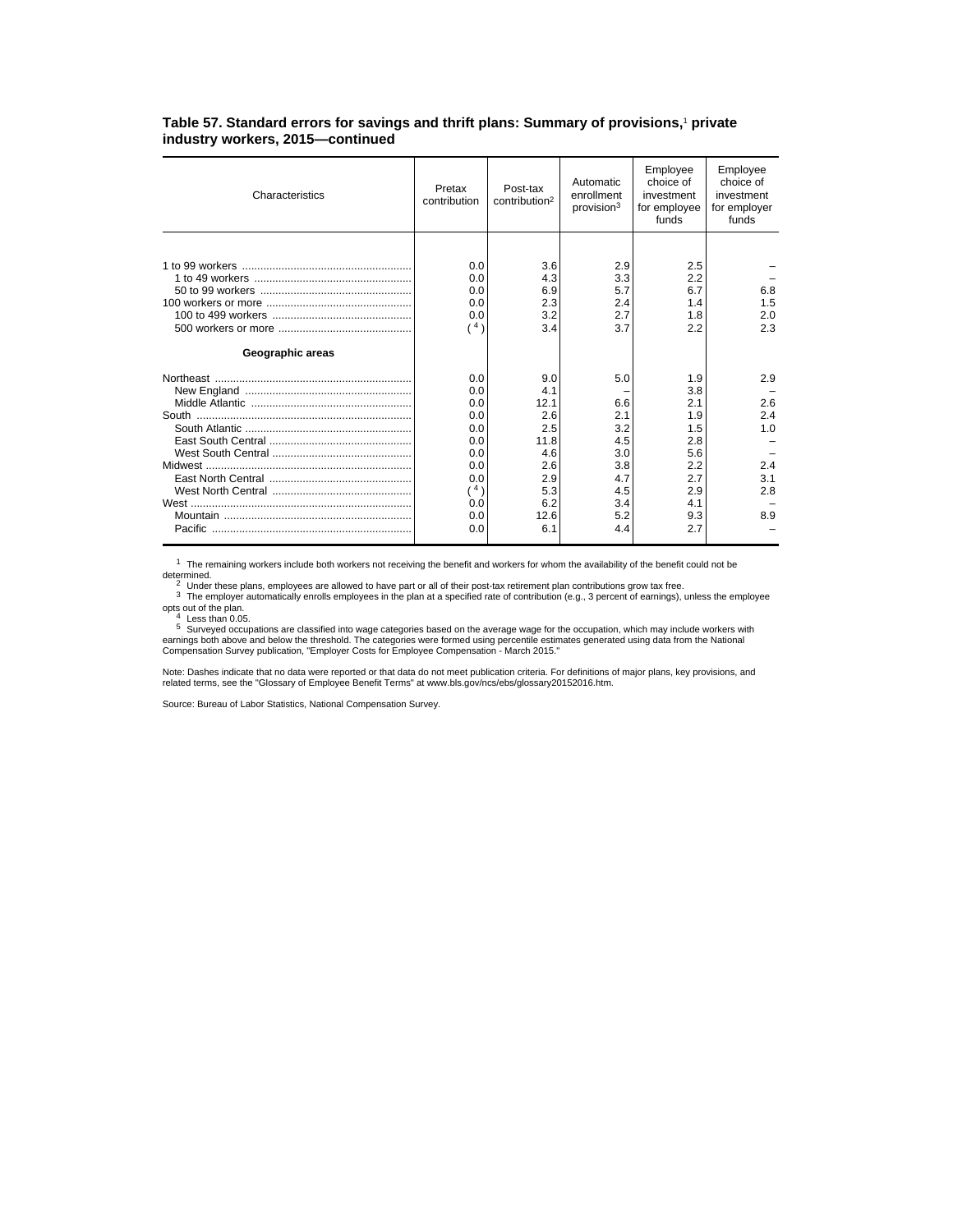**Table 57. Standard errors for savings and thrift plans: Summary of provisions,[1] private industry workers, 2015—continued**

| Characteristics | Pretax contribution | Post-tax contribution[2] | Automatic enrollment provision[3] | Employee choice of investment for employee funds | Employee choice of investment for employer funds |
|---|---|---|---|---|---|
| 1 to 99 workers | 0.0 | 3.6 | 2.9 | 2.5 | – |
| 1 to 49 workers | 0.0 | 4.3 | 3.3 | 2.2 | – |
| 50 to 99 workers | 0.0 | 6.9 | 5.7 | 6.7 | 6.8 |
| 100 workers or more | 0.0 | 2.3 | 2.4 | 1.4 | 1.5 |
| 100 to 499 workers | 0.0 | 3.2 | 2.7 | 1.8 | 2.0 |
| 500 workers or more | ( 4 ) | 3.4 | 3.7 | 2.2 | 2.3 |
| **Geographic areas** | | | | | |
| Northeast | 0.0 | 9.0 | 5.0 | 1.9 | 2.9 |
| New England | 0.0 | 4.1 | – | 3.8 | – |
| Middle Atlantic | 0.0 | 12.1 | 6.6 | 2.1 | 2.6 |
| South | 0.0 | 2.6 | 2.1 | 1.9 | 2.4 |
| South Atlantic | 0.0 | 2.5 | 3.2 | 1.5 | 1.0 |
| East South Central | 0.0 | 11.8 | 4.5 | 2.8 | – |
| West South Central | 0.0 | 4.6 | 3.0 | 5.6 | – |
| Midwest | 0.0 | 2.6 | 3.8 | 2.2 | 2.4 |
| East North Central | 0.0 | 2.9 | 4.7 | 2.7 | 3.1 |
| West North Central | ( 4 ) | 5.3 | 4.5 | 2.9 | 2.8 |
| West | 0.0 | 6.2 | 3.4 | 4.1 | – |
| Mountain | 0.0 | 12.6 | 5.2 | 9.3 | 8.9 |
| Pacific | 0.0 | 6.1 | 4.4 | 2.7 | – |

[1] The remaining workers include both workers not receiving the benefit and workers for whom the availability of the benefit could not be determined.
[2] Under these plans, employees are allowed to have part or all of their post-tax retirement plan contributions grow tax free.
[3] The employer automatically enrolls employees in the plan at a specified rate of contribution (e.g., 3 percent of earnings), unless the employee opts out of the plan.
[4] Less than 0.05.
[5] Surveyed occupations are classified into wage categories based on the average wage for the occupation, which may include workers with earnings both above and below the threshold. The categories were formed using percentile estimates generated using data from the National Compensation Survey publication, "Employer Costs for Employee Compensation - March 2015."

Note: Dashes indicate that no data were reported or that data do not meet publication criteria. For definitions of major plans, key provisions, and related terms, see the "Glossary of Employee Benefit Terms" at www.bls.gov/ncs/ebs/glossary20152016.htm.

Source: Bureau of Labor Statistics, National Compensation Survey.